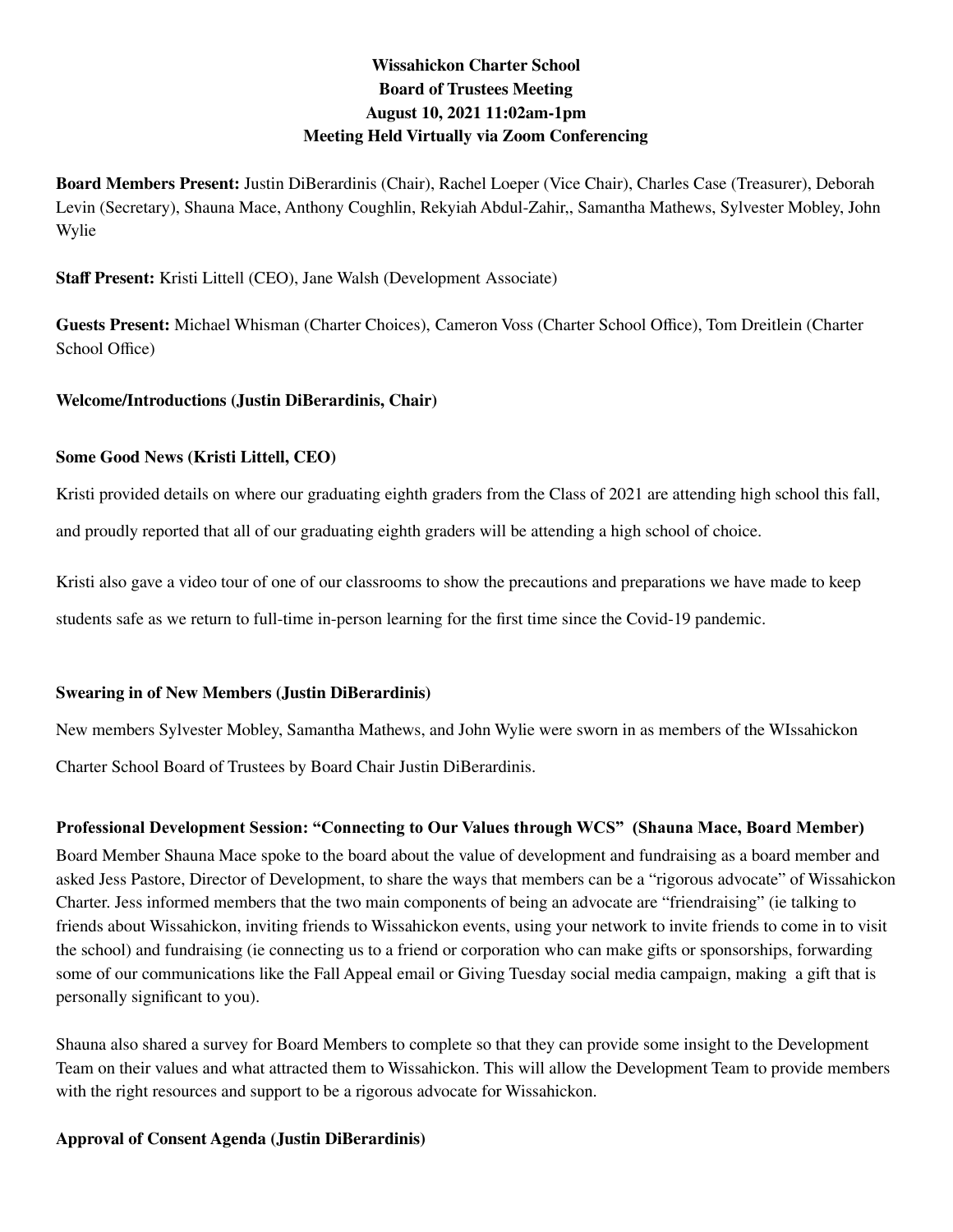**Wissahickon Charter School**
**Board of Trustees Meeting**
**August 10, 2021 11:02am-1pm**
**Meeting Held Virtually via Zoom Conferencing**

**Board Members Present:** Justin DiBerardinis (Chair), Rachel Loeper (Vice Chair), Charles Case (Treasurer), Deborah Levin (Secretary), Shauna Mace, Anthony Coughlin, Rekyiah Abdul-Zahir,, Samantha Mathews, Sylvester Mobley, John Wylie

**Staff Present:** Kristi Littell (CEO), Jane Walsh (Development Associate)

**Guests Present:** Michael Whisman (Charter Choices), Cameron Voss (Charter School Office), Tom Dreitlein (Charter School Office)

**Welcome/Introductions (Justin DiBerardinis, Chair)**

**Some Good News (Kristi Littell, CEO)**

Kristi provided details on where our graduating eighth graders from the Class of 2021 are attending high school this fall, and proudly reported that all of our graduating eighth graders will be attending a high school of choice.

Kristi also gave a video tour of one of our classrooms to show the precautions and preparations we have made to keep students safe as we return to full-time in-person learning for the first time since the Covid-19 pandemic.

**Swearing in of New Members (Justin DiBerardinis)**

New members Sylvester Mobley, Samantha Mathews, and John Wylie were sworn in as members of the WIssahickon Charter School Board of Trustees by Board Chair Justin DiBerardinis.

**Professional Development Session: "Connecting to Our Values through WCS" (Shauna Mace, Board Member)**

Board Member Shauna Mace spoke to the board about the value of development and fundraising as a board member and asked Jess Pastore, Director of Development, to share the ways that members can be a "rigorous advocate" of Wissahickon Charter. Jess informed members that the two main components of being an advocate are "friendraising" (ie talking to friends about Wissahickon, inviting friends to Wissahickon events, using your network to invite friends to come in to visit the school) and fundraising (ie connecting us to a friend or corporation who can make gifts or sponsorships, forwarding some of our communications like the Fall Appeal email or Giving Tuesday social media campaign, making a gift that is personally significant to you).

Shauna also shared a survey for Board Members to complete so that they can provide some insight to the Development Team on their values and what attracted them to Wissahickon. This will allow the Development Team to provide members with the right resources and support to be a rigorous advocate for Wissahickon.

**Approval of Consent Agenda (Justin DiBerardinis)**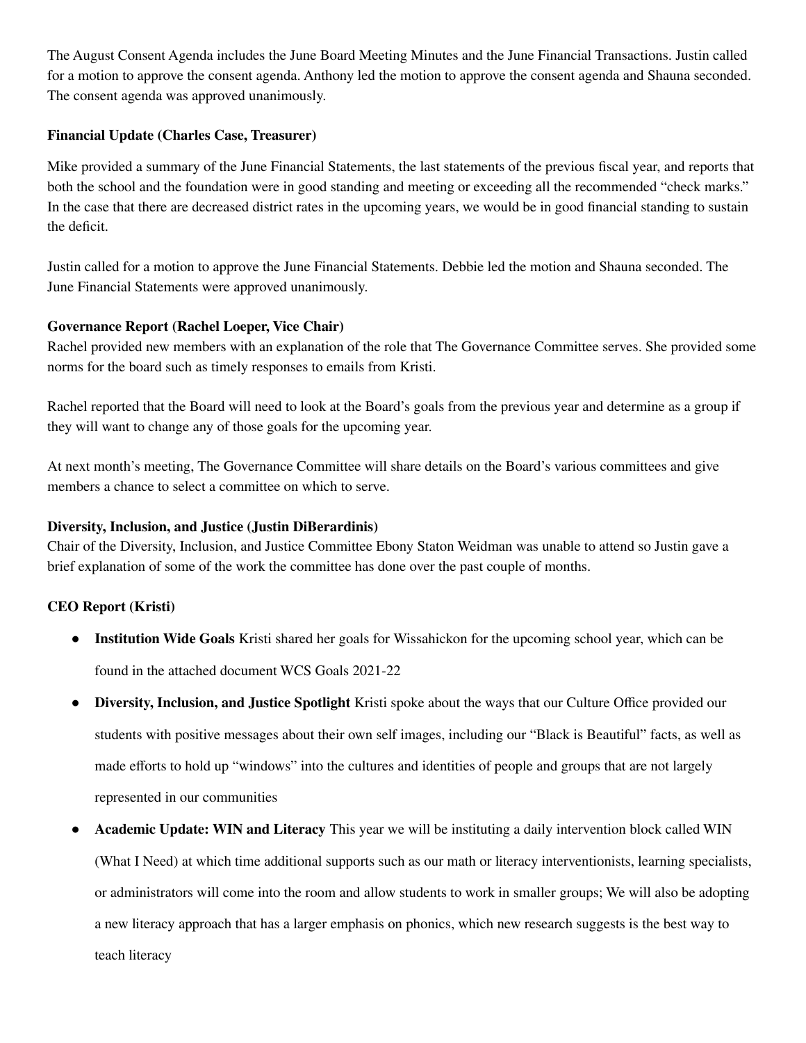The August Consent Agenda includes the June Board Meeting Minutes and the June Financial Transactions. Justin called for a motion to approve the consent agenda. Anthony led the motion to approve the consent agenda and Shauna seconded. The consent agenda was approved unanimously.

**Financial Update (Charles Case, Treasurer)**

Mike provided a summary of the June Financial Statements, the last statements of the previous fiscal year, and reports that both the school and the foundation were in good standing and meeting or exceeding all the recommended "check marks." In the case that there are decreased district rates in the upcoming years, we would be in good financial standing to sustain the deficit.

Justin called for a motion to approve the June Financial Statements. Debbie led the motion and Shauna seconded. The June Financial Statements were approved unanimously.

**Governance Report (Rachel Loeper, Vice Chair)**

Rachel provided new members with an explanation of the role that The Governance Committee serves. She provided some norms for the board such as timely responses to emails from Kristi.

Rachel reported that the Board will need to look at the Board's goals from the previous year and determine as a group if they will want to change any of those goals for the upcoming year.

At next month's meeting, The Governance Committee will share details on the Board's various committees and give members a chance to select a committee on which to serve.

**Diversity, Inclusion, and Justice (Justin DiBerardinis)**

Chair of the Diversity, Inclusion, and Justice Committee Ebony Staton Weidman was unable to attend so Justin gave a brief explanation of some of the work the committee has done over the past couple of months.

**CEO Report (Kristi)**

- **Institution Wide Goals** Kristi shared her goals for Wissahickon for the upcoming school year, which can be found in the attached document WCS Goals 2021-22
- **Diversity, Inclusion, and Justice Spotlight** Kristi spoke about the ways that our Culture Office provided our students with positive messages about their own self images, including our "Black is Beautiful" facts, as well as made efforts to hold up "windows" into the cultures and identities of people and groups that are not largely represented in our communities
- **Academic Update: WIN and Literacy** This year we will be instituting a daily intervention block called WIN (What I Need) at which time additional supports such as our math or literacy interventionists, learning specialists, or administrators will come into the room and allow students to work in smaller groups; We will also be adopting a new literacy approach that has a larger emphasis on phonics, which new research suggests is the best way to teach literacy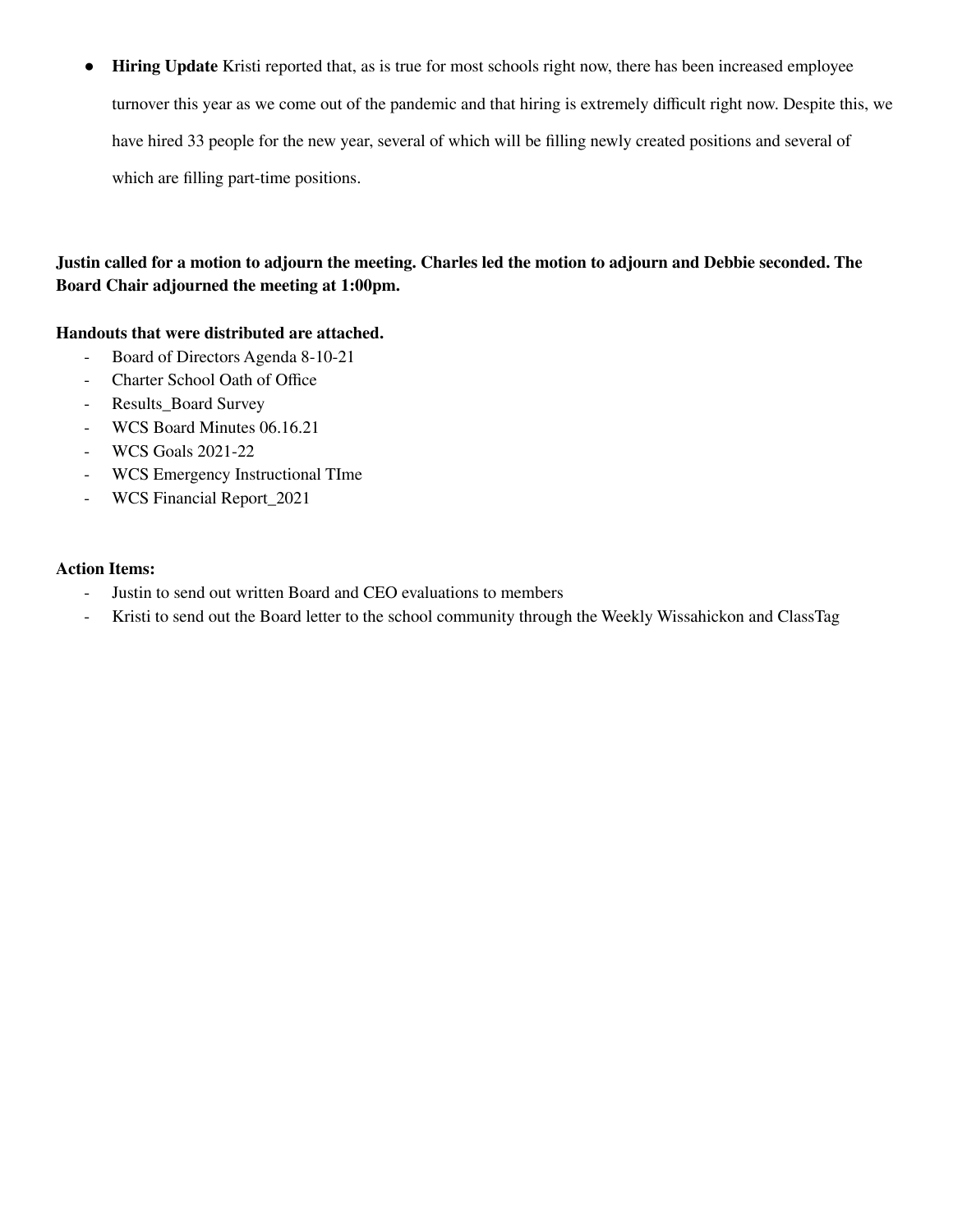- **Hiring Update** Kristi reported that, as is true for most schools right now, there has been increased employee turnover this year as we come out of the pandemic and that hiring is extremely difficult right now. Despite this, we have hired 33 people for the new year, several of which will be filling newly created positions and several of which are filling part-time positions.

**Justin called for a motion to adjourn the meeting. Charles led the motion to adjourn and Debbie seconded. The Board Chair adjourned the meeting at 1:00pm.**

**Handouts that were distributed are attached.**

- Board of Directors Agenda 8-10-21
- Charter School Oath of Office
- Results_Board Survey
- WCS Board Minutes 06.16.21
- WCS Goals 2021-22
- WCS Emergency Instructional TIme
- WCS Financial Report_2021

**Action Items:**

- Justin to send out written Board and CEO evaluations to members
- Kristi to send out the Board letter to the school community through the Weekly Wissahickon and ClassTag